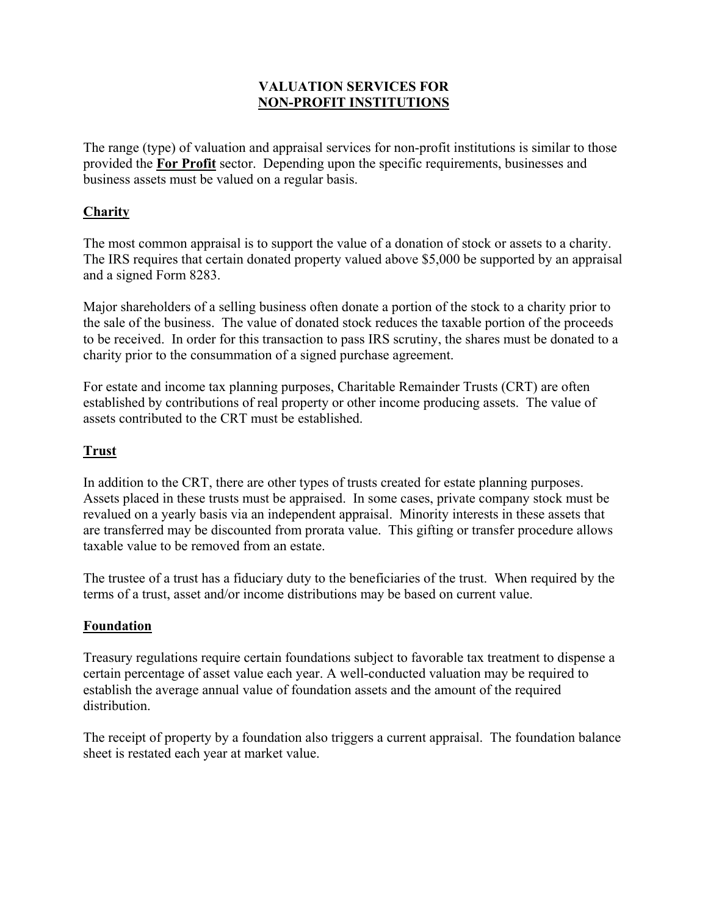# VALUATION SERVICES FOR NON-PROFIT INSTITUTIONS

The range (type) of valuation and appraisal services for non-profit institutions is similar to those provided the **For Profit** sector. Depending upon the specific requirements, businesses and business assets must be valued on a regular basis.

## Charity

The most common appraisal is to support the value of a donation of stock or assets to a charity. The IRS requires that certain donated property valued above $5,000 be supported by an appraisal and a signed Form 8283.

Major shareholders of a selling business often donate a portion of the stock to a charity prior to the sale of the business. The value of donated stock reduces the taxable portion of the proceeds to be received. In order for this transaction to pass IRS scrutiny, the shares must be donated to a charity prior to the consummation of a signed purchase agreement.

For estate and income tax planning purposes, Charitable Remainder Trusts (CRT) are often established by contributions of real property or other income producing assets. The value of assets contributed to the CRT must be established.

## Trust

In addition to the CRT, there are other types of trusts created for estate planning purposes. Assets placed in these trusts must be appraised. In some cases, private company stock must be revalued on a yearly basis via an independent appraisal. Minority interests in these assets that are transferred may be discounted from prorata value. This gifting or transfer procedure allows taxable value to be removed from an estate.

The trustee of a trust has a fiduciary duty to the beneficiaries of the trust. When required by the terms of a trust, asset and/or income distributions may be based on current value.

## Foundation

Treasury regulations require certain foundations subject to favorable tax treatment to dispense a certain percentage of asset value each year. A well-conducted valuation may be required to establish the average annual value of foundation assets and the amount of the required distribution.

The receipt of property by a foundation also triggers a current appraisal. The foundation balance sheet is restated each year at market value.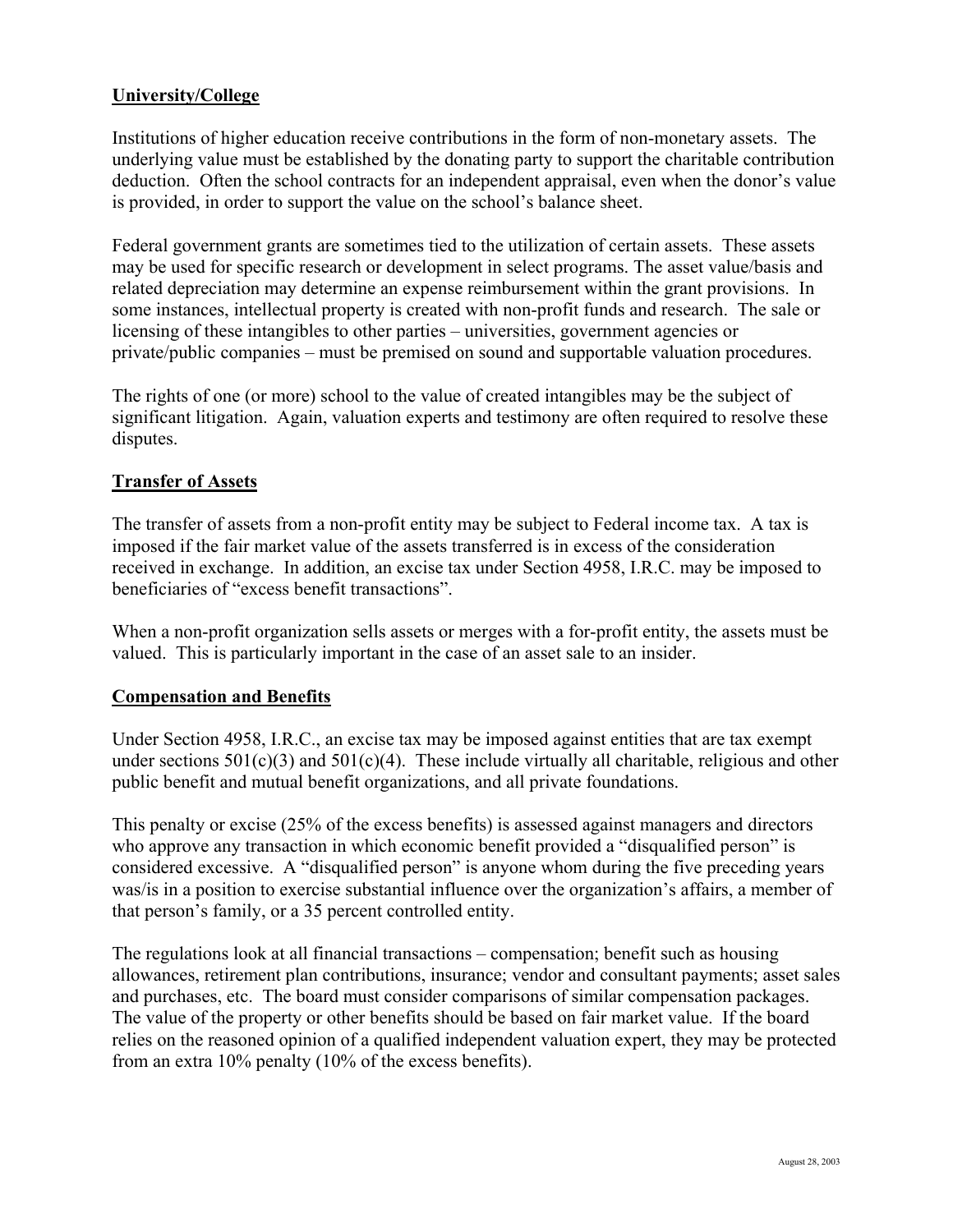## University/College

Institutions of higher education receive contributions in the form of non-monetary assets. The underlying value must be established by the donating party to support the charitable contribution deduction. Often the school contracts for an independent appraisal, even when the donor's value is provided, in order to support the value on the school's balance sheet.

Federal government grants are sometimes tied to the utilization of certain assets. These assets may be used for specific research or development in select programs. The asset value/basis and related depreciation may determine an expense reimbursement within the grant provisions. In some instances, intellectual property is created with non-profit funds and research. The sale or licensing of these intangibles to other parties – universities, government agencies or private/public companies – must be premised on sound and supportable valuation procedures.

The rights of one (or more) school to the value of created intangibles may be the subject of significant litigation. Again, valuation experts and testimony are often required to resolve these disputes.

## Transfer of Assets

The transfer of assets from a non-profit entity may be subject to Federal income tax. A tax is imposed if the fair market value of the assets transferred is in excess of the consideration received in exchange. In addition, an excise tax under Section 4958, I.R.C. may be imposed to beneficiaries of "excess benefit transactions".

When a non-profit organization sells assets or merges with a for-profit entity, the assets must be valued. This is particularly important in the case of an asset sale to an insider.

## Compensation and Benefits

Under Section 4958, I.R.C., an excise tax may be imposed against entities that are tax exempt under sections 501(c)(3) and 501(c)(4). These include virtually all charitable, religious and other public benefit and mutual benefit organizations, and all private foundations.

This penalty or excise (25% of the excess benefits) is assessed against managers and directors who approve any transaction in which economic benefit provided a "disqualified person" is considered excessive. A "disqualified person" is anyone whom during the five preceding years was/is in a position to exercise substantial influence over the organization's affairs, a member of that person's family, or a 35 percent controlled entity.

The regulations look at all financial transactions – compensation; benefit such as housing allowances, retirement plan contributions, insurance; vendor and consultant payments; asset sales and purchases, etc. The board must consider comparisons of similar compensation packages. The value of the property or other benefits should be based on fair market value. If the board relies on the reasoned opinion of a qualified independent valuation expert, they may be protected from an extra 10% penalty (10% of the excess benefits).

August 28, 2003